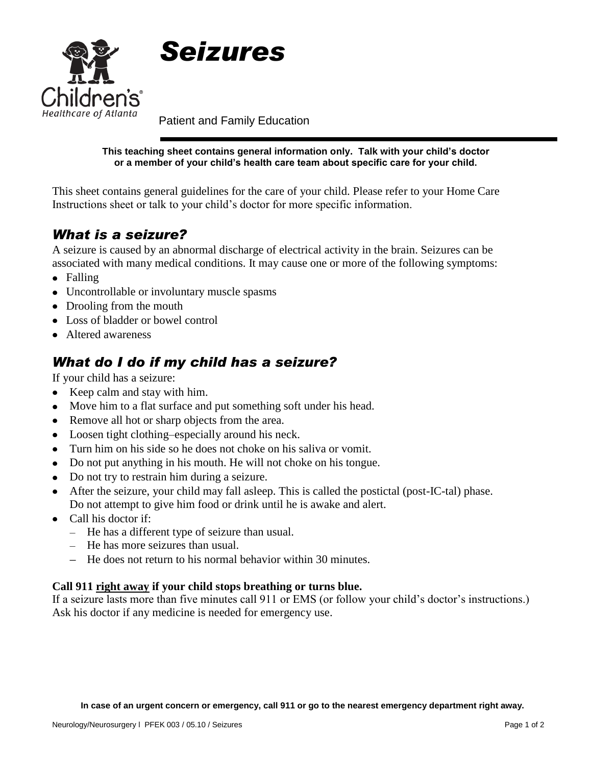Children's Healthcare of Atlanta

# *Seizures*

Patient and Family Education

**This teaching sheet contains general information only. Talk with your child's doctor or a member of your child's health care team about specific care for your child.**

This sheet contains general guidelines for the care of your child. Please refer to your Home Care Instructions sheet or talk to your child's doctor for more specific information.

## *What is a seizure?*

A seizure is caused by an abnormal discharge of electrical activity in the brain. Seizures can be associated with many medical conditions. It may cause one or more of the following symptoms:

- Falling
- Uncontrollable or involuntary muscle spasms
- Drooling from the mouth
- Loss of bladder or bowel control
- Altered awareness

## *What do I do if my child has a seizure?*

If your child has a seizure:

- Keep calm and stay with him.
- Move him to a flat surface and put something soft under his head.
- Remove all hot or sharp objects from the area.
- Loosen tight clothing–especially around his neck.
- Turn him on his side so he does not choke on his saliva or vomit.
- Do not put anything in his mouth. He will not choke on his tongue.
- Do not try to restrain him during a seizure.
- After the seizure, your child may fall asleep. This is called the postictal (post-IC-tal) phase. Do not attempt to give him food or drink until he is awake and alert.
- Call his doctor if:
  - He has a different type of seizure than usual.
  - He has more seizures than usual.
  - He does not return to his normal behavior within 30 minutes.

**Call 911 <u>right away</u> if your child stops breathing or turns blue.**

If a seizure lasts more than five minutes call 911 or EMS (or follow your child's doctor's instructions.) Ask his doctor if any medicine is needed for emergency use.

**In case of an urgent concern or emergency, call 911 or go to the nearest emergency department right away.**

Neurology/Neurosurgery l PFEK 003 / 05.10 / Seizures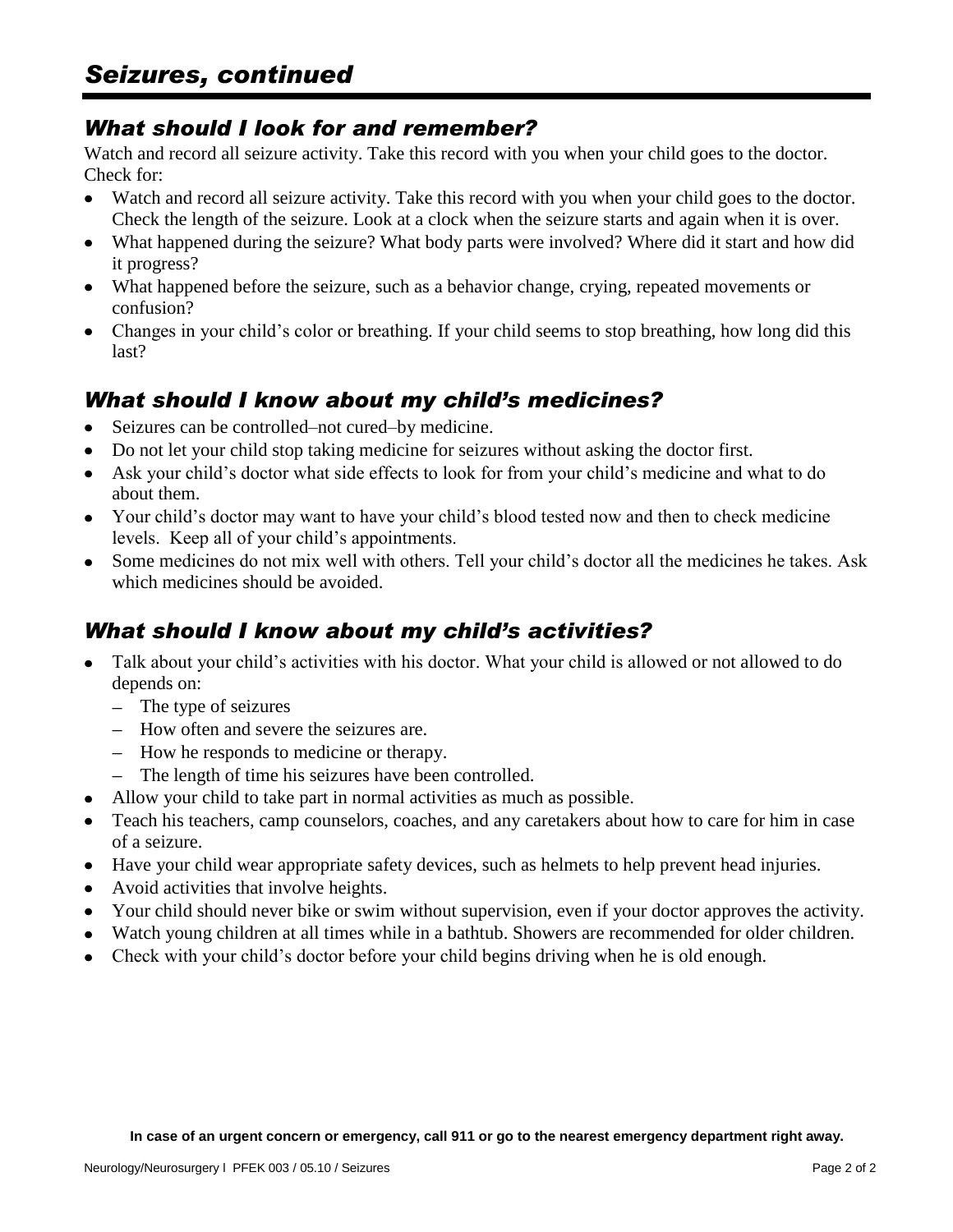# *Seizures, continued*

## *What should I look for and remember?*

Watch and record all seizure activity. Take this record with you when your child goes to the doctor. Check for:

- Watch and record all seizure activity. Take this record with you when your child goes to the doctor. Check the length of the seizure. Look at a clock when the seizure starts and again when it is over.
- What happened during the seizure? What body parts were involved? Where did it start and how did it progress?
- What happened before the seizure, such as a behavior change, crying, repeated movements or confusion?
- Changes in your child's color or breathing. If your child seems to stop breathing, how long did this last?

## *What should I know about my child's medicines?*

- Seizures can be controlled–not cured–by medicine.
- Do not let your child stop taking medicine for seizures without asking the doctor first.
- Ask your child's doctor what side effects to look for from your child's medicine and what to do about them.
- Your child's doctor may want to have your child's blood tested now and then to check medicine levels. Keep all of your child's appointments.
- Some medicines do not mix well with others. Tell your child's doctor all the medicines he takes. Ask which medicines should be avoided.

## *What should I know about my child's activities?*

- Talk about your child's activities with his doctor. What your child is allowed or not allowed to do depends on:
  - The type of seizures
  - How often and severe the seizures are.
  - How he responds to medicine or therapy.
  - The length of time his seizures have been controlled.
- Allow your child to take part in normal activities as much as possible.
- Teach his teachers, camp counselors, coaches, and any caretakers about how to care for him in case of a seizure.
- Have your child wear appropriate safety devices, such as helmets to help prevent head injuries.
- Avoid activities that involve heights.
- Your child should never bike or swim without supervision, even if your doctor approves the activity.
- Watch young children at all times while in a bathtub. Showers are recommended for older children.
- Check with your child's doctor before your child begins driving when he is old enough.

**In case of an urgent concern or emergency, call 911 or go to the nearest emergency department right away.**